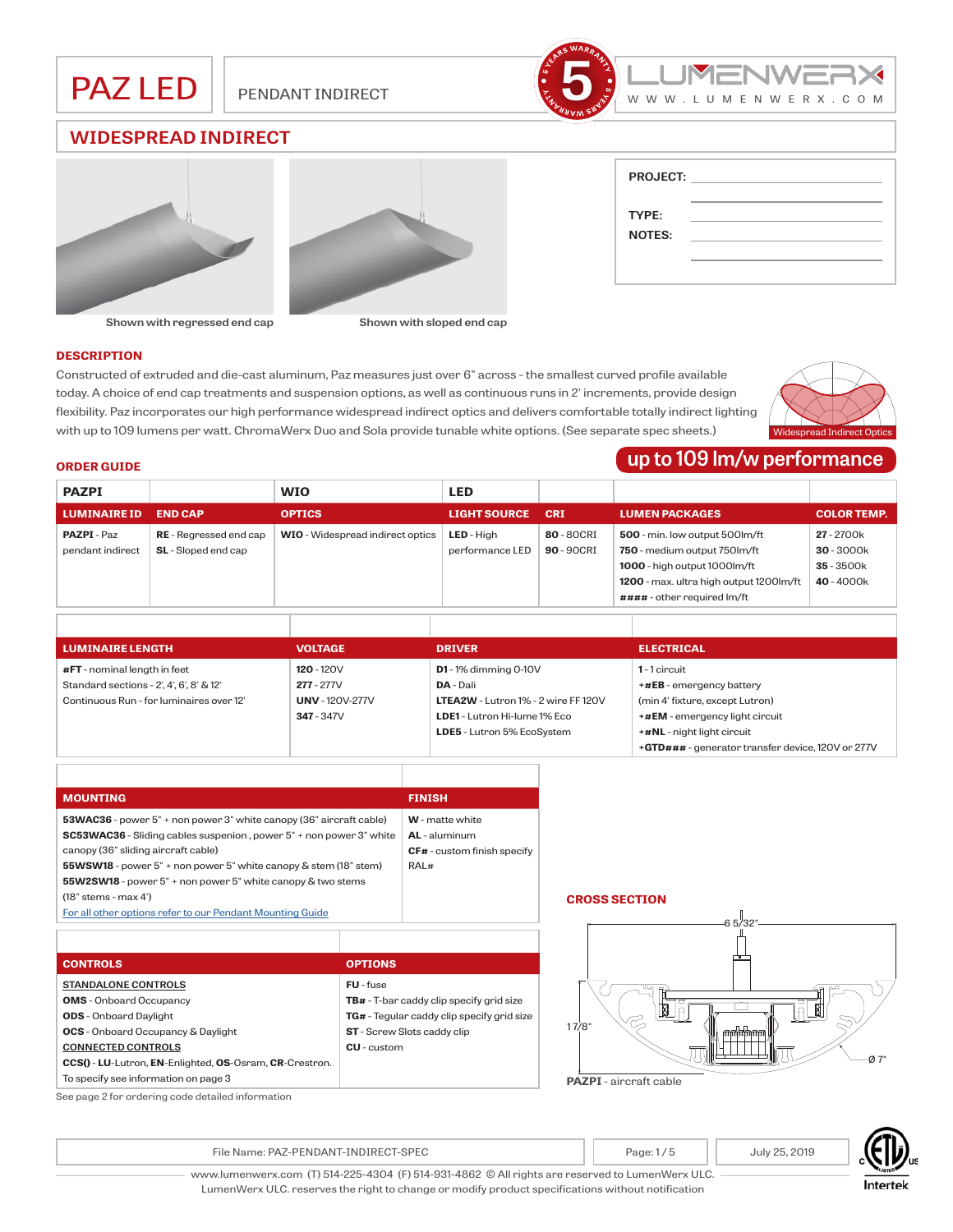# PAZ LED

PENDANT INDIRECT

5 YEARS WARRANTY

LUMENWERX
WWW.LUMENWERX.COM

## WIDESPREAD INDIRECT

Shown with regressed end cap

Shown with sloped end cap

PROJECT:

TYPE:

NOTES:

### DESCRIPTION

Constructed of extruded and die-cast aluminum, Paz measures just over 6" across - the smallest curved profile available today. A choice of end cap treatments and suspension options, as well as continuous runs in 2' increments, provide design flexibility. Paz incorporates our high performance widespread indirect optics and delivers comfortable totally indirect lighting with up to 109 lumens per watt. ChromaWerx Duo and Sola provide tunable white options. (See separate spec sheets.)

Widespread Indirect Optics

### ORDER GUIDE

**up to 109 lm/w performance**

| PAZPI | | WIO | LED | | | |
|---|---|---|---|---|---|---|
| **LUMINAIRE ID** | **END CAP** | **OPTICS** | **LIGHT SOURCE** | **CRI** | **LUMEN PACKAGES** | **COLOR TEMP.** |
| **PAZPI** - Paz pendant indirect | **RE** - Regressed end cap<br>**SL** - Sloped end cap | **WIO** - Widespread indirect optics | **LED** - High performance LED | **80** - 80CRI<br>**90** - 90CRI | **500** - min. low output 500lm/ft<br>**750** - medium output 750lm/ft<br>**1000** - high output 1000lm/ft<br>**1200** - max. ultra high output 1200lm/ft<br>**####** - other required lm/ft | **27** - 2700k<br>**30** - 3000k<br>**35** - 3500k<br>**40** - 4000k |

| LUMINAIRE LENGTH | VOLTAGE | DRIVER | ELECTRICAL |
|---|---|---|---|
| **#FT** - nominal length in feet<br>Standard sections - 2', 4', 6', 8' & 12'<br>Continuous Run - for luminaires over 12' | **120** - 120V<br>**277** - 277V<br>**UNV** - 120V-277V<br>**347** - 347V | **D1** - 1% dimming 0-10V<br>**DA** - Dali<br>**LTEA2W** - Lutron 1% - 2 wire FF 120V<br>**LDE1** - Lutron Hi-lume 1% Eco<br>**LDE5** - Lutron 5% EcoSystem | **1** - 1 circuit<br>**+#EB** - emergency battery (min 4' fixture, except Lutron)<br>**+#EM** - emergency light circuit<br>**+#NL** - night light circuit<br>**+GTD###** - generator transfer device, 120V or 277V |

| MOUNTING | FINISH |
|---|---|
| **53WAC36** - power 5" + non power 3" white canopy (36" aircraft cable)<br>**SC53WAC36** - Sliding cables suspenion , power 5" + non power 3" white canopy (36" sliding aircraft cable)<br>**55WSW18** - power 5" + non power 5" white canopy & stem (18" stem)<br>**55W2SW18** - power 5" + non power 5" white canopy & two stems (18" stems - max 4')<br>For all other options refer to our Pendant Mounting Guide | **W** - matte white<br>**AL** - aluminum<br>**CF#** - custom finish specify RAL# |

| CONTROLS | OPTIONS |
|---|---|
| STANDALONE CONTROLS<br>**OMS** - Onboard Occupancy<br>**ODS** - Onboard Daylight<br>**OCS** - Onboard Occupancy & Daylight<br>CONNECTED CONTROLS<br>**CCS()** - **LU**-Lutron, **EN**-Enlighted, **OS**-Osram, **CR**-Crestron.<br>To specify see information on page 3 | **FU** - fuse<br>**TB#** - T-bar caddy clip specify grid size<br>**TG#** - Tegular caddy clip specify grid size<br>**ST** - Screw Slots caddy clip<br>**CU** - custom |

See page 2 for ordering code detailed information

### CROSS SECTION

6 5/32"

1 7/8"

Ø 7"

**PAZPI** - aircraft cable

File Name: PAZ-PENDANT-INDIRECT-SPEC | July 25, 2019

www.lumenwerx.com (T) 514-225-4304 (F) 514-931-4862 © All rights are reserved to LumenWerx ULC.
LumenWerx ULC. reserves the right to change or modify product specifications without notification

Intertek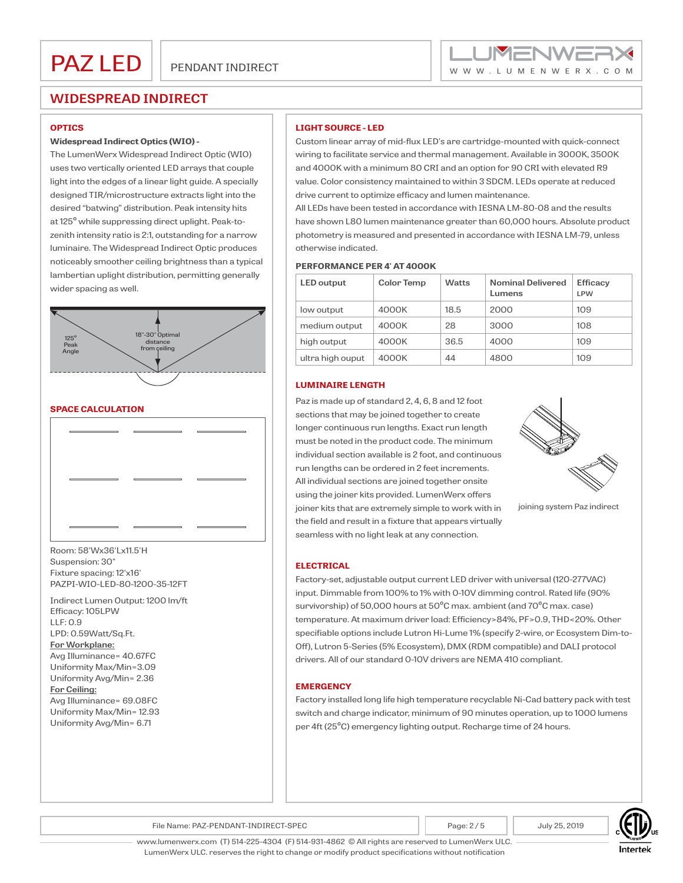# PAZ LED

PENDANT INDIRECT

## WIDESPREAD INDIRECT

### OPTICS

**Widespread Indirect Optics (WIO) -**
The LumenWerx Widespread Indirect Optic (WIO) uses two vertically oriented LED arrays that couple light into the edges of a linear light guide. A specially designed TIR/microstructure extracts light into the desired "batwing" distribution. Peak intensity hits at 125° while suppressing direct uplight. Peak-to-zenith intensity ratio is 2:1, outstanding for a narrow luminaire. The Widespread Indirect Optic produces noticeably smoother ceiling brightness than a typical lambertian uplight distribution, permitting generally wider spacing as well.

125° Peak Angle

18"-30" Optimal distance from ceiling

### SPACE CALCULATION

Room: 58'Wx36'Lx11.5'H
Suspension: 30"
Fixture spacing: 12'x16'
PAZPI-WIO-LED-80-1200-35-12FT

Indirect Lumen Output: 1200 lm/ft
Efficacy: 105LPW
LLF: 0.9
LPD: 0.59Watt/Sq.Ft.
**For Workplane:**
Avg Illuminance= 40.67FC
Uniformity Max/Min=3.09
Uniformity Avg/Min= 2.36
**For Ceiling:**
Avg Illuminance= 69.08FC
Uniformity Max/Min= 12.93
Uniformity Avg/Min= 6.71

### LIGHT SOURCE - LED

Custom linear array of mid-flux LED's are cartridge-mounted with quick-connect wiring to facilitate service and thermal management. Available in 3000K, 3500K and 4000K with a minimum 80 CRI and an option for 90 CRI with elevated R9 value. Color consistency maintained to within 3 SDCM. LEDs operate at reduced drive current to optimize efficacy and lumen maintenance.
All LEDs have been tested in accordance with IESNA LM-80-08 and the results have shown L80 lumen maintenance greater than 60,000 hours. Absolute product photometry is measured and presented in accordance with IESNA LM-79, unless otherwise indicated.

### PERFORMANCE PER 4' AT 4000K

| LED output | Color Temp | Watts | Nominal Delivered Lumens | Efficacy LPW |
|---|---|---|---|---|
| low output | 4000K | 18.5 | 2000 | 109 |
| medium output | 4000K | 28 | 3000 | 108 |
| high output | 4000K | 36.5 | 4000 | 109 |
| ultra high ouput | 4000K | 44 | 4800 | 109 |

### LUMINAIRE LENGTH

Paz is made up of standard 2, 4, 6, 8 and 12 foot sections that may be joined together to create longer continuous run lengths. Exact run length must be noted in the product code. The minimum individual section available is 2 foot, and continuous run lengths can be ordered in 2 feet increments. All individual sections are joined together onsite using the joiner kits provided. LumenWerx offers joiner kits that are extremely simple to work with in the field and result in a fixture that appears virtually seamless with no light leak at any connection.

joining system Paz indirect

### ELECTRICAL

Factory-set, adjustable output current LED driver with universal (120-277VAC) input. Dimmable from 100% to 1% with 0-10V dimming control. Rated life (90% survivorship) of 50,000 hours at 50°C max. ambient (and 70°C max. case) temperature. At maximum driver load: Efficiency>84%, PF>0.9, THD<20%. Other specifiable options include Lutron Hi-Lume 1% (specify 2-wire, or Ecosystem Dim-to-Off), Lutron 5-Series (5% Ecosystem), DMX (RDM compatible) and DALI protocol drivers. All of our standard 0-10V drivers are NEMA 410 compliant.

### EMERGENCY

Factory installed long life high temperature recyclable Ni-Cad battery pack with test switch and charge indicator, minimum of 90 minutes operation, up to 1000 lumens per 4ft (25°C) emergency lighting output. Recharge time of 24 hours.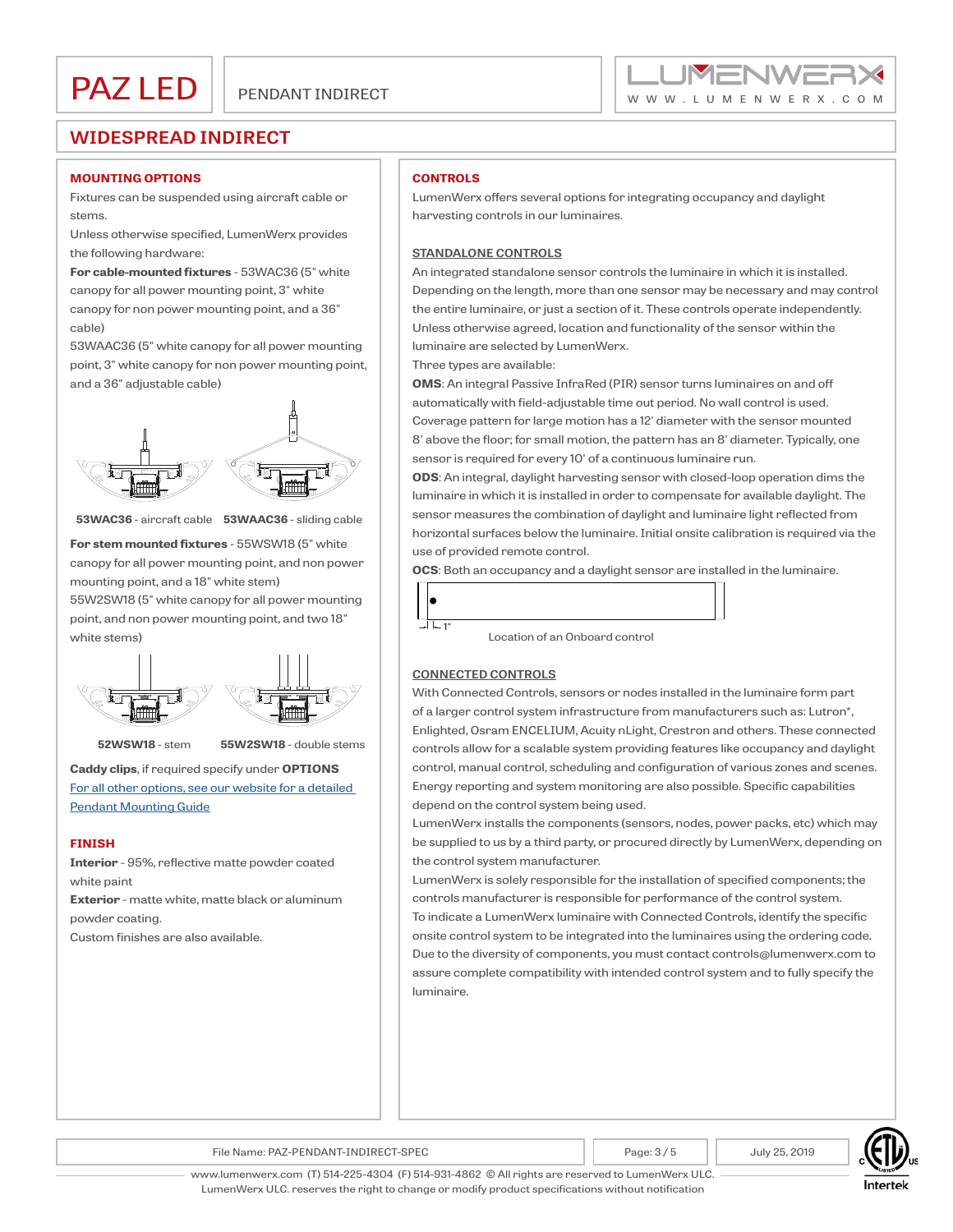# PAZ LED

PENDANT INDIRECT

## WIDESPREAD INDIRECT

### MOUNTING OPTIONS

Fixtures can be suspended using aircraft cable or stems.

Unless otherwise specified, LumenWerx provides the following hardware:

**For cable-mounted fixtures** - 53WAC36 (5" white canopy for all power mounting point, 3" white canopy for non power mounting point, and a 36" cable)

53WAAC36 (5" white canopy for all power mounting point, 3" white canopy for non power mounting point, and a 36" adjustable cable)

**53WAC36** - aircraft cable **53WAAC36** - sliding cable

**For stem mounted fixtures** - 55WSW18 (5" white canopy for all power mounting point, and non power mounting point, and a 18" white stem)

55W2SW18 (5" white canopy for all power mounting point, and non power mounting point, and two 18" white stems)

**52WSW18** - stem **55W2SW18** - double stems

**Caddy clips**, if required specify under **OPTIONS**

For all other options, see our website for a detailed Pendant Mounting Guide

### FINISH

**Interior** - 95%, reflective matte powder coated white paint

**Exterior** - matte white, matte black or aluminum powder coating.

Custom finishes are also available.

### CONTROLS

LumenWerx offers several options for integrating occupancy and daylight harvesting controls in our luminaires.

#### STANDALONE CONTROLS

An integrated standalone sensor controls the luminaire in which it is installed. Depending on the length, more than one sensor may be necessary and may control the entire luminaire, or just a section of it. These controls operate independently. Unless otherwise agreed, location and functionality of the sensor within the luminaire are selected by LumenWerx.

Three types are available:

**OMS**: An integral Passive InfraRed (PIR) sensor turns luminaires on and off automatically with field-adjustable time out period. No wall control is used. Coverage pattern for large motion has a 12' diameter with the sensor mounted 8' above the floor; for small motion, the pattern has an 8' diameter. Typically, one sensor is required for every 10' of a continuous luminaire run.

**ODS**: An integral, daylight harvesting sensor with closed-loop operation dims the luminaire in which it is installed in order to compensate for available daylight. The sensor measures the combination of daylight and luminaire light reflected from horizontal surfaces below the luminaire. Initial onsite calibration is required via the use of provided remote control.

**OCS**: Both an occupancy and a daylight sensor are installed in the luminaire.

1"

Location of an Onboard control

#### CONNECTED CONTROLS

With Connected Controls, sensors or nodes installed in the luminaire form part of a larger control system infrastructure from manufacturers such as: Lutron*, Enlighted, Osram ENCELIUM, Acuity nLight, Crestron and others. These connected controls allow for a scalable system providing features like occupancy and daylight control, manual control, scheduling and configuration of various zones and scenes. Energy reporting and system monitoring are also possible. Specific capabilities depend on the control system being used.

LumenWerx installs the components (sensors, nodes, power packs, etc) which may be supplied to us by a third party, or procured directly by LumenWerx, depending on the control system manufacturer.

LumenWerx is solely responsible for the installation of specified components; the controls manufacturer is responsible for performance of the control system.

To indicate a LumenWerx luminaire with Connected Controls, identify the specific onsite control system to be integrated into the luminaires using the ordering code. Due to the diversity of components, you must contact controls@lumenwerx.com to assure complete compatibility with intended control system and to fully specify the luminaire.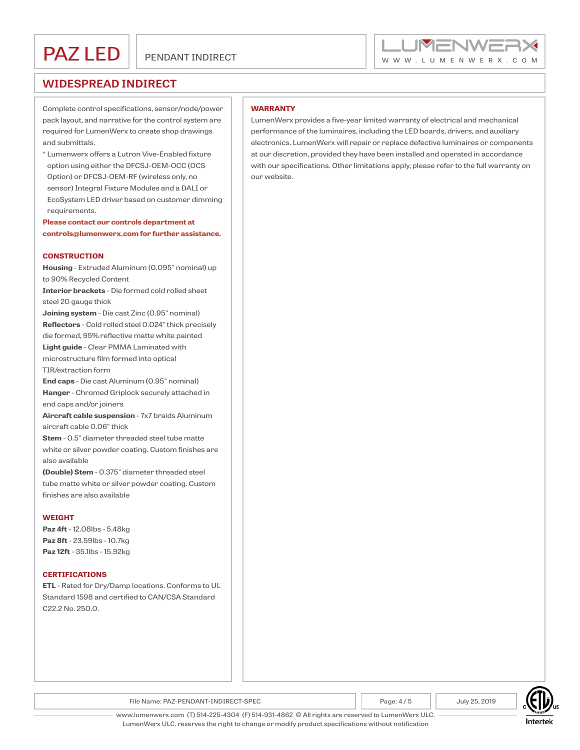# PAZ LED

PENDANT INDIRECT

## WIDESPREAD INDIRECT

Complete control specifications, sensor/node/power pack layout, and narrative for the control system are required for LumenWerx to create shop drawings and submittals.

* Lumenwerx offers a Lutron Vive-Enabled fixture option using either the DFCSJ-OEM-OCC (OCS Option) or DFCSJ-OEM-RF (wireless only, no sensor) Integral Fixture Modules and a DALI or EcoSystem LED driver based on customer dimming requirements.

**Please contact our controls department at controls@lumenwerx.com for further assistance.**

### CONSTRUCTION

**Housing** - Extruded Aluminum (0.095" nominal) up to 90% Recycled Content

**Interior brackets** - Die formed cold rolled sheet steel 20 gauge thick

**Joining system** - Die cast Zinc (0.95" nominal)

**Reflectors** - Cold rolled steel 0.024" thick precisely die formed, 95% reflective matte white painted

**Light guide** - Clear PMMA Laminated with microstructure film formed into optical TIR/extraction form

**End caps** - Die cast Aluminum (0.95" nominal)

**Hanger** - Chromed Griplock securely attached in end caps and/or joiners

**Aircraft cable suspension** - 7x7 braids Aluminum aircraft cable 0.06" thick

**Stem** - 0.5" diameter threaded steel tube matte white or silver powder coating. Custom finishes are also available

**(Double) Stem** - 0.375" diameter threaded steel tube matte white or silver powder coating. Custom finishes are also available

### WEIGHT

**Paz 4ft** - 12.08lbs - 5.48kg

**Paz 8ft** - 23.59lbs - 10.7kg

**Paz 12ft** - 35.1lbs - 15.92kg

### CERTIFICATIONS

**ETL** - Rated for Dry/Damp locations. Conforms to UL Standard 1598 and certified to CAN/CSA Standard C22.2 No. 250.0.

### WARRANTY

LumenWerx provides a five-year limited warranty of electrical and mechanical performance of the luminaires, including the LED boards, drivers, and auxiliary electronics. LumenWerx will repair or replace defective luminaires or components at our discretion, provided they have been installed and operated in accordance with our specifications. Other limitations apply, please refer to the full warranty on our website.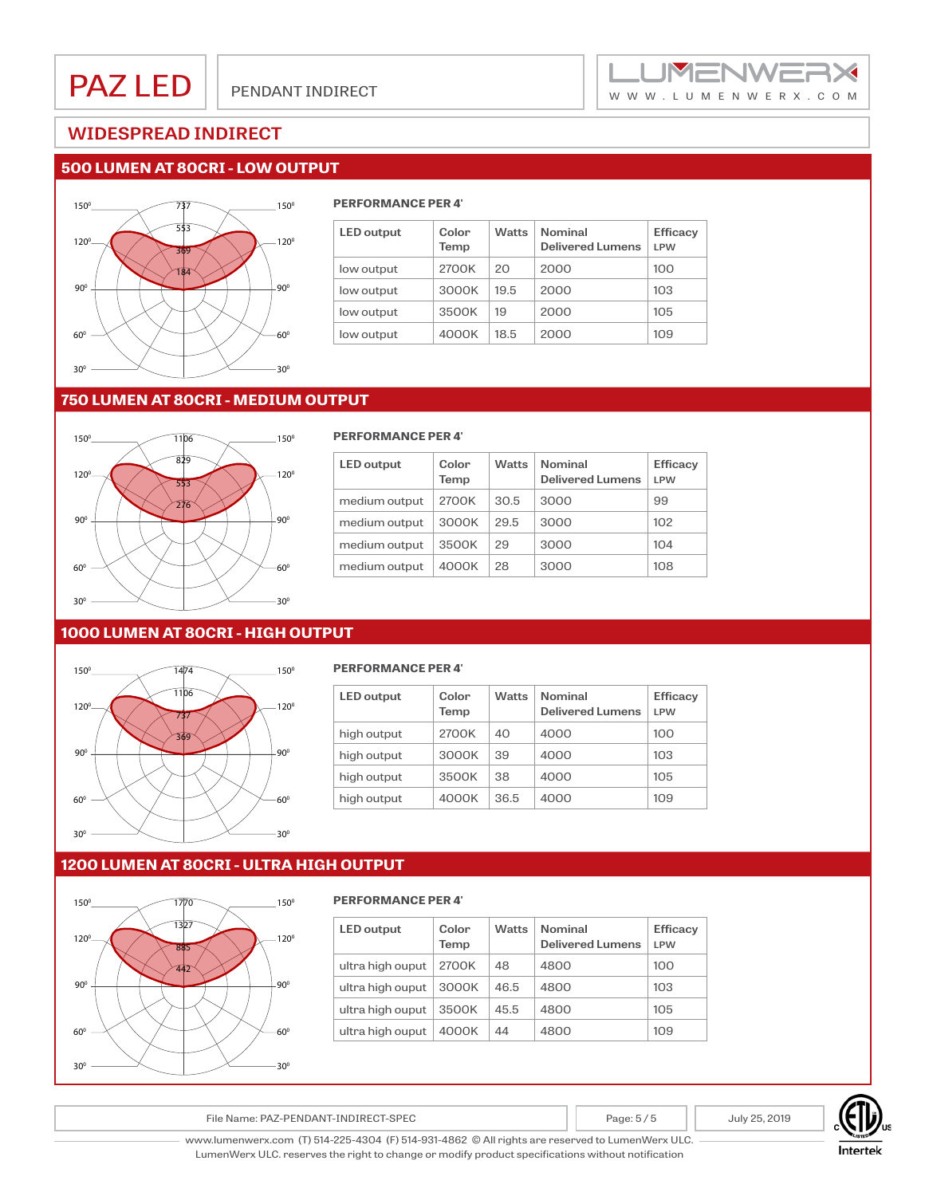# PAZ LED

PENDANT INDIRECT

## WIDESPREAD INDIRECT

### 500 LUMEN AT 80CRI - LOW OUTPUT

150° 737 150°
553
120° 369 120°
184
90° 90°
60° 60°
30° 30°

**PERFORMANCE PER 4'**

| LED output | Color Temp | Watts | Nominal Delivered Lumens | Efficacy LPW |
|---|---|---|---|---|
| low output | 2700K | 20 | 2000 | 100 |
| low output | 3000K | 19.5 | 2000 | 103 |
| low output | 3500K | 19 | 2000 | 105 |
| low output | 4000K | 18.5 | 2000 | 109 |

### 750 LUMEN AT 80CRI - MEDIUM OUTPUT

150° 1106 150°
829
120° 553 120°
276
90° 90°
60° 60°
30° 30°

**PERFORMANCE PER 4'**

| LED output | Color Temp | Watts | Nominal Delivered Lumens | Efficacy LPW |
|---|---|---|---|---|
| medium output | 2700K | 30.5 | 3000 | 99 |
| medium output | 3000K | 29.5 | 3000 | 102 |
| medium output | 3500K | 29 | 3000 | 104 |
| medium output | 4000K | 28 | 3000 | 108 |

### 1000 LUMEN AT 80CRI - HIGH OUTPUT

150° 1474 150°
1106
120° 737 120°
369
90° 90°
60° 60°
30° 30°

**PERFORMANCE PER 4'**

| LED output | Color Temp | Watts | Nominal Delivered Lumens | Efficacy LPW |
|---|---|---|---|---|
| high output | 2700K | 40 | 4000 | 100 |
| high output | 3000K | 39 | 4000 | 103 |
| high output | 3500K | 38 | 4000 | 105 |
| high output | 4000K | 36.5 | 4000 | 109 |

### 1200 LUMEN AT 80CRI - ULTRA HIGH OUTPUT

150° 1770 150°
1327
120° 885 120°
442
90° 90°
60° 60°
30° 30°

**PERFORMANCE PER 4'**

| LED output | Color Temp | Watts | Nominal Delivered Lumens | Efficacy LPW |
|---|---|---|---|---|
| ultra high ouput | 2700K | 48 | 4800 | 100 |
| ultra high ouput | 3000K | 46.5 | 4800 | 103 |
| ultra high ouput | 3500K | 45.5 | 4800 | 105 |
| ultra high ouput | 4000K | 44 | 4800 | 109 |

File Name: PAZ-PENDANT-INDIRECT-SPEC | July 25, 2019

www.lumenwerx.com (T) 514-225-4304 (F) 514-931-4862 © All rights are reserved to LumenWerx ULC.
LumenWerx ULC. reserves the right to change or modify product specifications without notification